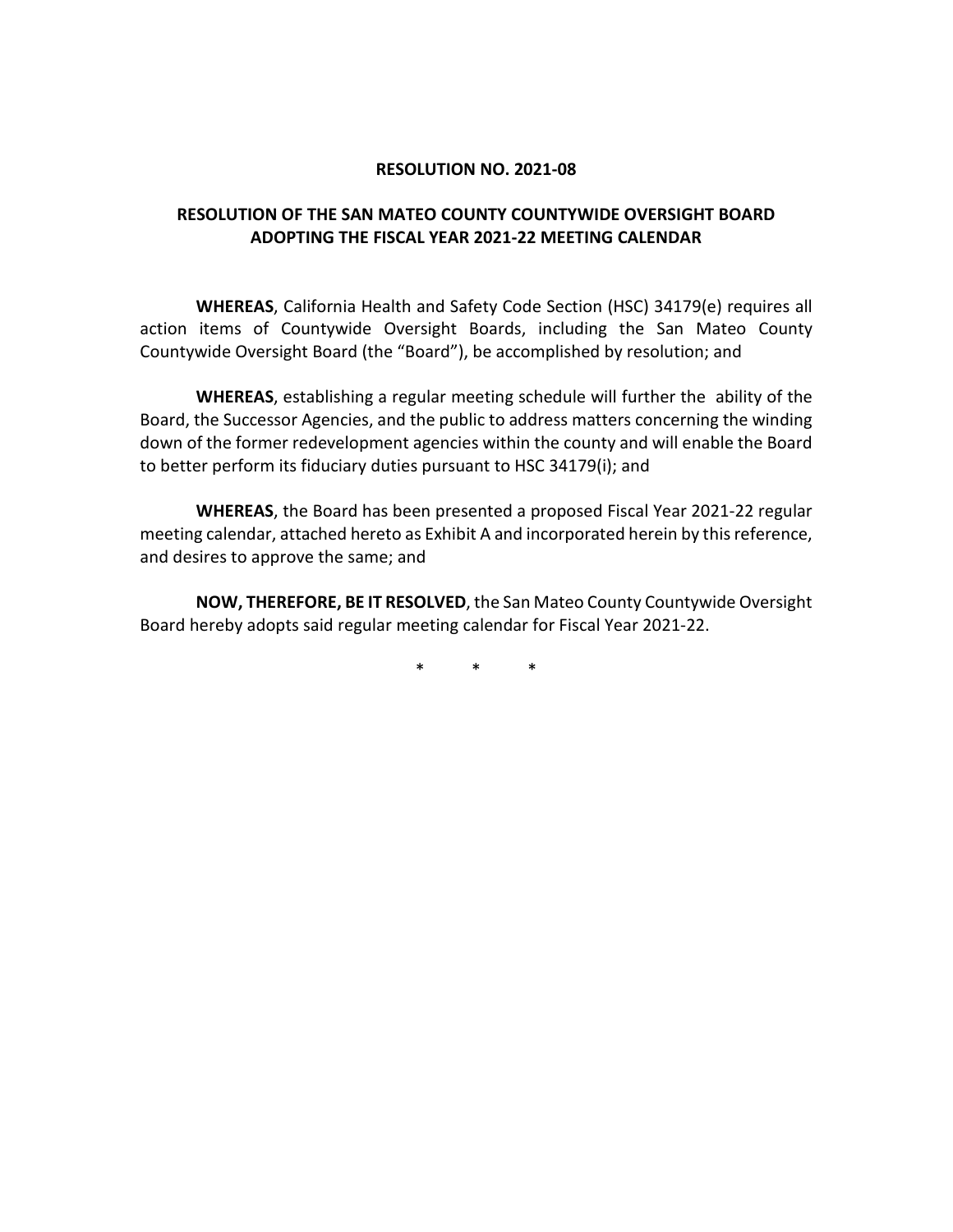**RESOLUTION NO. 2021-08**

**RESOLUTION OF THE SAN MATEO COUNTY COUNTYWIDE OVERSIGHT BOARD ADOPTING THE FISCAL YEAR 2021-22 MEETING CALENDAR**

**WHEREAS**, California Health and Safety Code Section (HSC) 34179(e) requires all action items of Countywide Oversight Boards, including the San Mateo County Countywide Oversight Board (the "Board"), be accomplished by resolution; and

**WHEREAS**, establishing a regular meeting schedule will further the ability of the Board, the Successor Agencies, and the public to address matters concerning the winding down of the former redevelopment agencies within the county and will enable the Board to better perform its fiduciary duties pursuant to HSC 34179(i); and

**WHEREAS**, the Board has been presented a proposed Fiscal Year 2021-22 regular meeting calendar, attached hereto as Exhibit A and incorporated herein by this reference, and desires to approve the same; and

**NOW, THEREFORE, BE IT RESOLVED**, the San Mateo County Countywide Oversight Board hereby adopts said regular meeting calendar for Fiscal Year 2021-22.

\* \* \*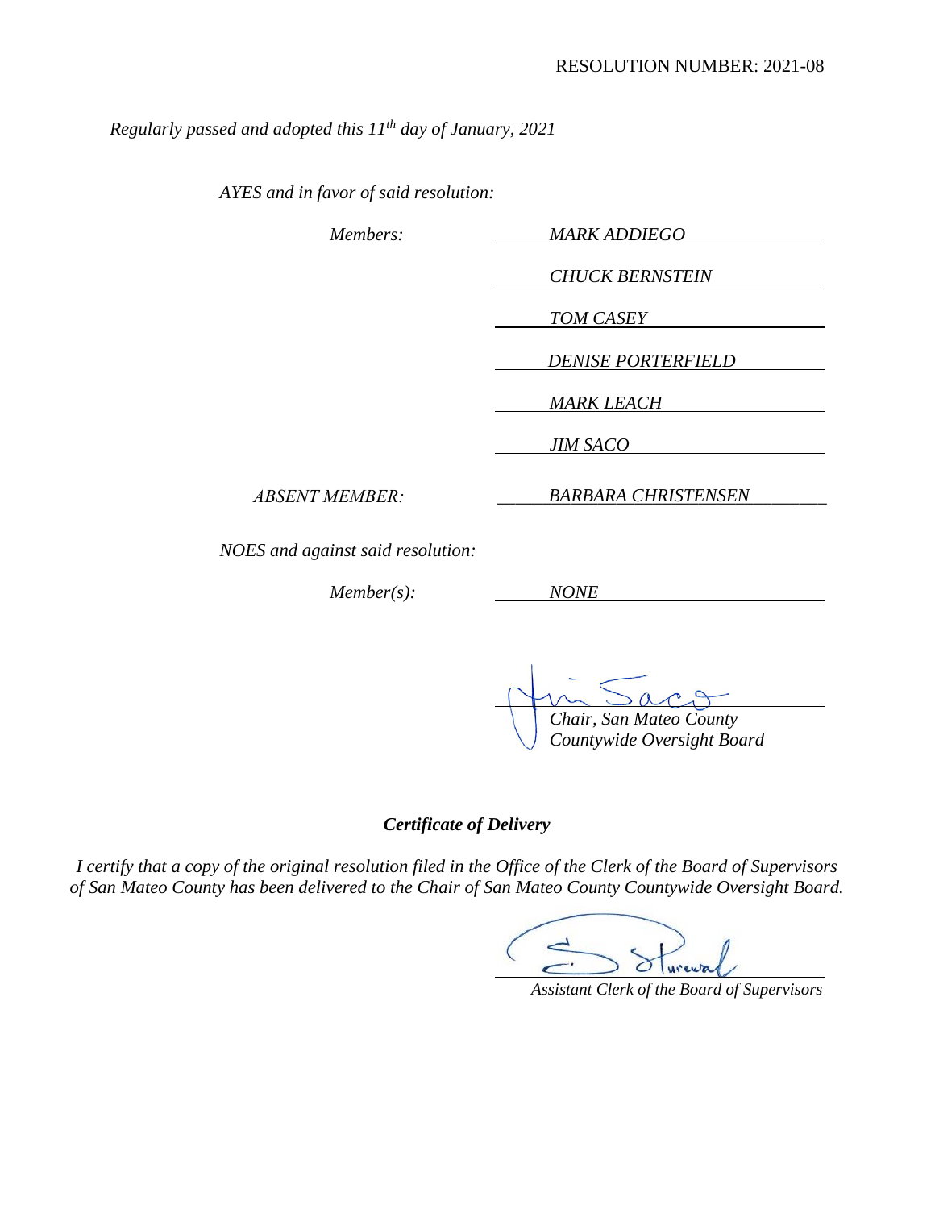RESOLUTION NUMBER: 2021-08

*Regularly passed and adopted this 11th day of January, 2021*

*AYES and in favor of said resolution:*

| | |
|---|---|
| *Members:* | *MARK ADDIEGO* |
| | *CHUCK BERNSTEIN* |
| | *TOM CASEY* |
| | *DENISE PORTERFIELD* |
| | *MARK LEACH* |
| | *JIM SACO* |
| *ABSENT MEMBER:* | *BARBARA CHRISTENSEN* |

*NOES and against said resolution:*

| | |
|---|---|
| *Member(s):* | *NONE* |

*Chair, San Mateo County Countywide Oversight Board*

### *Certificate of Delivery*

*I certify that a copy of the original resolution filed in the Office of the Clerk of the Board of Supervisors of San Mateo County has been delivered to the Chair of San Mateo County Countywide Oversight Board.*

*Assistant Clerk of the Board of Supervisors*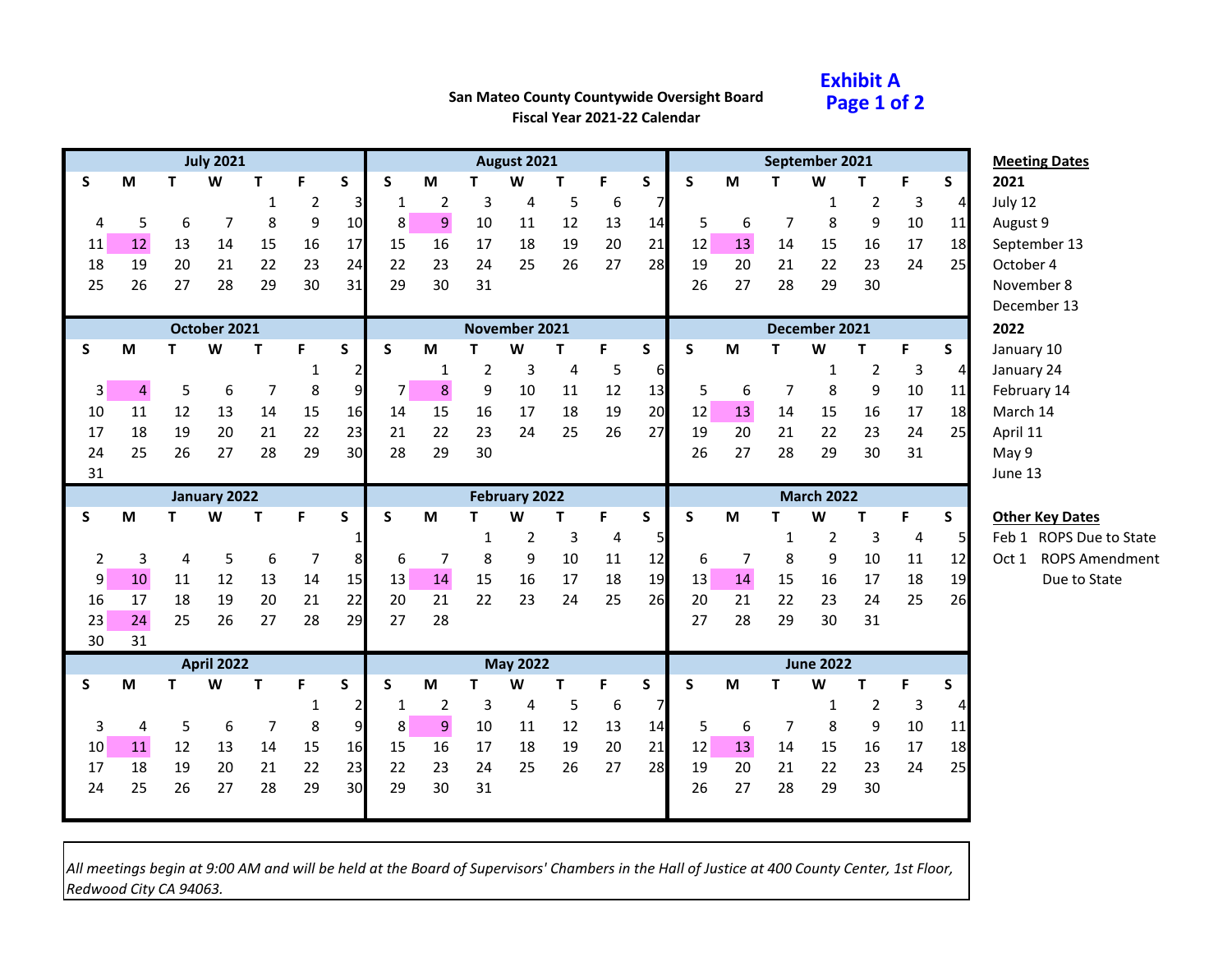**Exhibit A**
**Page 1 of 2**

**San Mateo County Countywide Oversight Board**
**Fiscal Year 2021-22 Calendar**

**July 2021**

| S | M | T | W | T | F | S |
|---|---|---|---|---|---|---|
| | | | | 1 | 2 | 3 |
| 4 | 5 | 6 | 7 | 8 | 9 | 10 |
| 11 | 12 | 13 | 14 | 15 | 16 | 17 |
| 18 | 19 | 20 | 21 | 22 | 23 | 24 |
| 25 | 26 | 27 | 28 | 29 | 30 | 31 |

**August 2021**

| S | M | T | W | T | F | S |
|---|---|---|---|---|---|---|
| 1 | 2 | 3 | 4 | 5 | 6 | 7 |
| 8 | 9 | 10 | 11 | 12 | 13 | 14 |
| 15 | 16 | 17 | 18 | 19 | 20 | 21 |
| 22 | 23 | 24 | 25 | 26 | 27 | 28 |
| 29 | 30 | 31 | | | | |

**September 2021**

| S | M | T | W | T | F | S |
|---|---|---|---|---|---|---|
| | | | 1 | 2 | 3 | 4 |
| 5 | 6 | 7 | 8 | 9 | 10 | 11 |
| 12 | 13 | 14 | 15 | 16 | 17 | 18 |
| 19 | 20 | 21 | 22 | 23 | 24 | 25 |
| 26 | 27 | 28 | 29 | 30 | | |

**October 2021**

| S | M | T | W | T | F | S |
|---|---|---|---|---|---|---|
| | | | | | 1 | 2 |
| 3 | 4 | 5 | 6 | 7 | 8 | 9 |
| 10 | 11 | 12 | 13 | 14 | 15 | 16 |
| 17 | 18 | 19 | 20 | 21 | 22 | 23 |
| 24 | 25 | 26 | 27 | 28 | 29 | 30 |
| 31 | | | | | | |

**November 2021**

| S | M | T | W | T | F | S |
|---|---|---|---|---|---|---|
| | 1 | 2 | 3 | 4 | 5 | 6 |
| 7 | 8 | 9 | 10 | 11 | 12 | 13 |
| 14 | 15 | 16 | 17 | 18 | 19 | 20 |
| 21 | 22 | 23 | 24 | 25 | 26 | 27 |
| 28 | 29 | 30 | | | | |

**December 2021**

| S | M | T | W | T | F | S |
|---|---|---|---|---|---|---|
| | | | 1 | 2 | 3 | 4 |
| 5 | 6 | 7 | 8 | 9 | 10 | 11 |
| 12 | 13 | 14 | 15 | 16 | 17 | 18 |
| 19 | 20 | 21 | 22 | 23 | 24 | 25 |
| 26 | 27 | 28 | 29 | 30 | 31 | |

**January 2022**

| S | M | T | W | T | F | S |
|---|---|---|---|---|---|---|
| | | | | | | 1 |
| 2 | 3 | 4 | 5 | 6 | 7 | 8 |
| 9 | 10 | 11 | 12 | 13 | 14 | 15 |
| 16 | 17 | 18 | 19 | 20 | 21 | 22 |
| 23 | 24 | 25 | 26 | 27 | 28 | 29 |
| 30 | 31 | | | | | |

**February 2022**

| S | M | T | W | T | F | S |
|---|---|---|---|---|---|---|
| | | 1 | 2 | 3 | 4 | 5 |
| 6 | 7 | 8 | 9 | 10 | 11 | 12 |
| 13 | 14 | 15 | 16 | 17 | 18 | 19 |
| 20 | 21 | 22 | 23 | 24 | 25 | 26 |
| 27 | 28 | | | | | |

**March 2022**

| S | M | T | W | T | F | S |
|---|---|---|---|---|---|---|
| | | 1 | 2 | 3 | 4 | 5 |
| 6 | 7 | 8 | 9 | 10 | 11 | 12 |
| 13 | 14 | 15 | 16 | 17 | 18 | 19 |
| 20 | 21 | 22 | 23 | 24 | 25 | 26 |
| 27 | 28 | 29 | 30 | 31 | | |

**April 2022**

| S | M | T | W | T | F | S |
|---|---|---|---|---|---|---|
| | | | | | 1 | 2 |
| 3 | 4 | 5 | 6 | 7 | 8 | 9 |
| 10 | 11 | 12 | 13 | 14 | 15 | 16 |
| 17 | 18 | 19 | 20 | 21 | 22 | 23 |
| 24 | 25 | 26 | 27 | 28 | 29 | 30 |

**May 2022**

| S | M | T | W | T | F | S |
|---|---|---|---|---|---|---|
| 1 | 2 | 3 | 4 | 5 | 6 | 7 |
| 8 | 9 | 10 | 11 | 12 | 13 | 14 |
| 15 | 16 | 17 | 18 | 19 | 20 | 21 |
| 22 | 23 | 24 | 25 | 26 | 27 | 28 |
| 29 | 30 | 31 | | | | |

**June 2022**

| S | M | T | W | T | F | S |
|---|---|---|---|---|---|---|
| | | | 1 | 2 | 3 | 4 |
| 5 | 6 | 7 | 8 | 9 | 10 | 11 |
| 12 | 13 | 14 | 15 | 16 | 17 | 18 |
| 19 | 20 | 21 | 22 | 23 | 24 | 25 |
| 26 | 27 | 28 | 29 | 30 | | |

**Meeting Dates**

**2021**
- July 12
- August 9
- September 13
- October 4
- November 8
- December 13

**2022**
- January 10
- January 24
- February 14
- March 14
- April 11
- May 9
- June 13

**Other Key Dates**

- Feb 1 ROPS Due to State
- Oct 1 ROPS Amendment Due to State

*All meetings begin at 9:00 AM and will be held at the Board of Supervisors' Chambers in the Hall of Justice at 400 County Center, 1st Floor, Redwood City CA 94063.*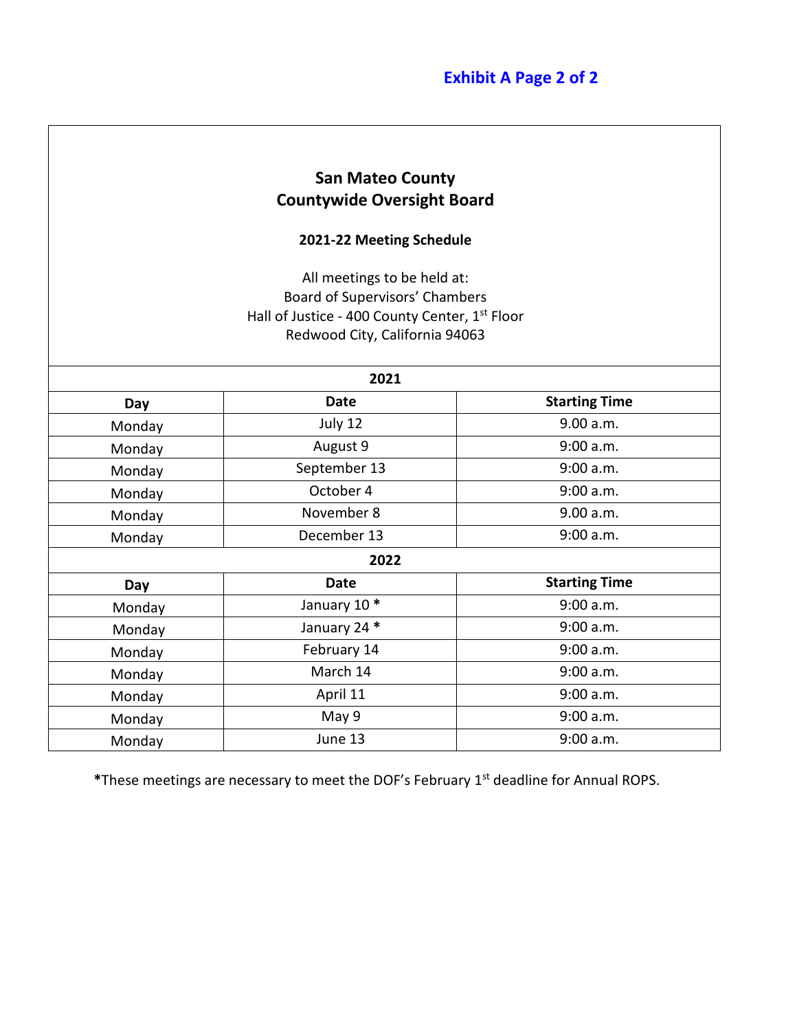Exhibit A Page 2 of 2

# San Mateo County
# Countywide Oversight Board

### 2021-22 Meeting Schedule

All meetings to be held at:
Board of Supervisors' Chambers
Hall of Justice - 400 County Center, 1st Floor
Redwood City, California 94063

| Day | Date | Starting Time |
|---|---|---|
| **2021** | | |
| **Day** | **Date** | **Starting Time** |
| Monday | July 12 | 9.00 a.m. |
| Monday | August 9 | 9:00 a.m. |
| Monday | September 13 | 9:00 a.m. |
| Monday | October 4 | 9:00 a.m. |
| Monday | November 8 | 9.00 a.m. |
| Monday | December 13 | 9:00 a.m. |
| **2022** | | |
| **Day** | **Date** | **Starting Time** |
| Monday | January 10 * | 9:00 a.m. |
| Monday | January 24 * | 9:00 a.m. |
| Monday | February 14 | 9:00 a.m. |
| Monday | March 14 | 9:00 a.m. |
| Monday | April 11 | 9:00 a.m. |
| Monday | May 9 | 9:00 a.m. |
| Monday | June 13 | 9:00 a.m. |

**\***These meetings are necessary to meet the DOF's February 1st deadline for Annual ROPS.